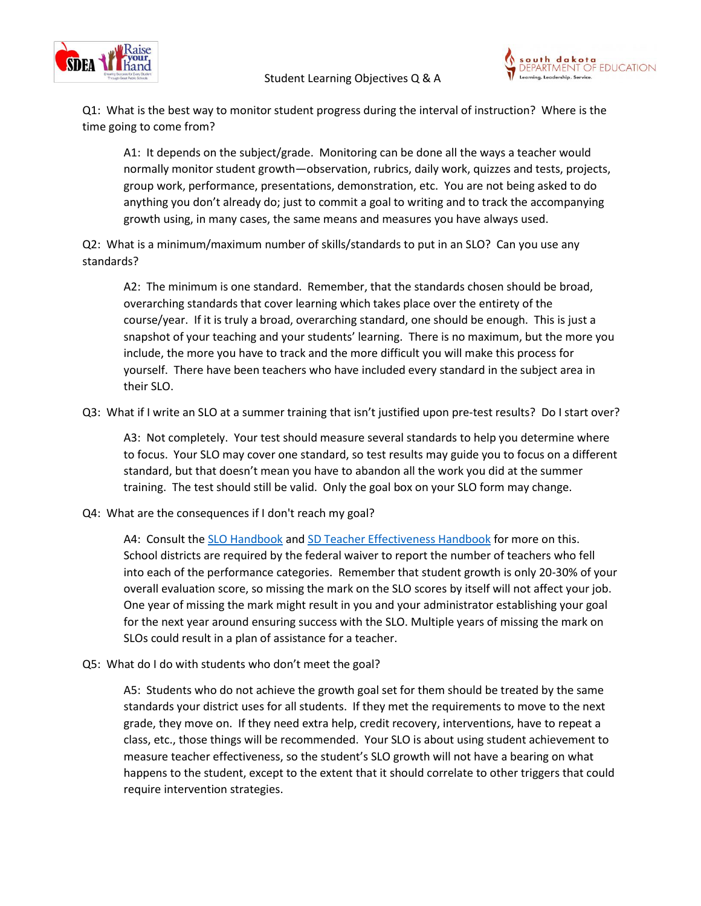# Student Learning Objectives Q & A

Q1: What is the best way to monitor student progress during the interval of instruction? Where is the time going to come from?

> A1: It depends on the subject/grade. Monitoring can be done all the ways a teacher would normally monitor student growth—observation, rubrics, daily work, quizzes and tests, projects, group work, performance, presentations, demonstration, etc. You are not being asked to do anything you don't already do; just to commit a goal to writing and to track the accompanying growth using, in many cases, the same means and measures you have always used.

Q2: What is a minimum/maximum number of skills/standards to put in an SLO? Can you use any standards?

> A2: The minimum is one standard. Remember, that the standards chosen should be broad, overarching standards that cover learning which takes place over the entirety of the course/year. If it is truly a broad, overarching standard, one should be enough. This is just a snapshot of your teaching and your students' learning. There is no maximum, but the more you include, the more you have to track and the more difficult you will make this process for yourself. There have been teachers who have included every standard in the subject area in their SLO.

Q3: What if I write an SLO at a summer training that isn't justified upon pre-test results? Do I start over?

> A3: Not completely. Your test should measure several standards to help you determine where to focus. Your SLO may cover one standard, so test results may guide you to focus on a different standard, but that doesn't mean you have to abandon all the work you did at the summer training. The test should still be valid. Only the goal box on your SLO form may change.

Q4: What are the consequences if I don't reach my goal?

> A4: Consult the SLO Handbook and SD Teacher Effectiveness Handbook for more on this. School districts are required by the federal waiver to report the number of teachers who fell into each of the performance categories. Remember that student growth is only 20-30% of your overall evaluation score, so missing the mark on the SLO scores by itself will not affect your job. One year of missing the mark might result in you and your administrator establishing your goal for the next year around ensuring success with the SLO. Multiple years of missing the mark on SLOs could result in a plan of assistance for a teacher.

Q5: What do I do with students who don't meet the goal?

> A5: Students who do not achieve the growth goal set for them should be treated by the same standards your district uses for all students. If they met the requirements to move to the next grade, they move on. If they need extra help, credit recovery, interventions, have to repeat a class, etc., those things will be recommended. Your SLO is about using student achievement to measure teacher effectiveness, so the student's SLO growth will not have a bearing on what happens to the student, except to the extent that it should correlate to other triggers that could require intervention strategies.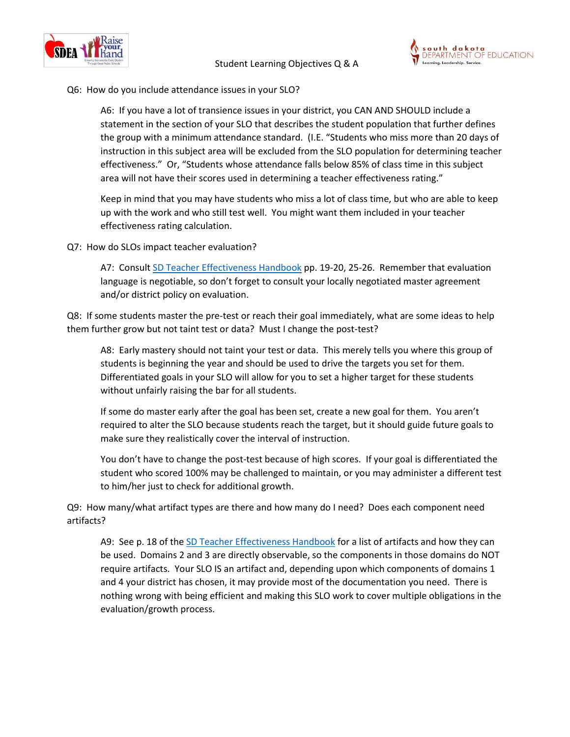Q6: How do you include attendance issues in your SLO?

A6: If you have a lot of transience issues in your district, you CAN AND SHOULD include a statement in the section of your SLO that describes the student population that further defines the group with a minimum attendance standard. (I.E. "Students who miss more than 20 days of instruction in this subject area will be excluded from the SLO population for determining teacher effectiveness." Or, "Students whose attendance falls below 85% of class time in this subject area will not have their scores used in determining a teacher effectiveness rating."

Keep in mind that you may have students who miss a lot of class time, but who are able to keep up with the work and who still test well. You might want them included in your teacher effectiveness rating calculation.

Q7: How do SLOs impact teacher evaluation?

A7: Consult SD Teacher Effectiveness Handbook pp. 19-20, 25-26. Remember that evaluation language is negotiable, so don't forget to consult your locally negotiated master agreement and/or district policy on evaluation.

Q8: If some students master the pre-test or reach their goal immediately, what are some ideas to help them further grow but not taint test or data? Must I change the post-test?

A8: Early mastery should not taint your test or data. This merely tells you where this group of students is beginning the year and should be used to drive the targets you set for them. Differentiated goals in your SLO will allow for you to set a higher target for these students without unfairly raising the bar for all students.

If some do master early after the goal has been set, create a new goal for them. You aren't required to alter the SLO because students reach the target, but it should guide future goals to make sure they realistically cover the interval of instruction.

You don't have to change the post-test because of high scores. If your goal is differentiated the student who scored 100% may be challenged to maintain, or you may administer a different test to him/her just to check for additional growth.

Q9: How many/what artifact types are there and how many do I need? Does each component need artifacts?

A9: See p. 18 of the SD Teacher Effectiveness Handbook for a list of artifacts and how they can be used. Domains 2 and 3 are directly observable, so the components in those domains do NOT require artifacts. Your SLO IS an artifact and, depending upon which components of domains 1 and 4 your district has chosen, it may provide most of the documentation you need. There is nothing wrong with being efficient and making this SLO work to cover multiple obligations in the evaluation/growth process.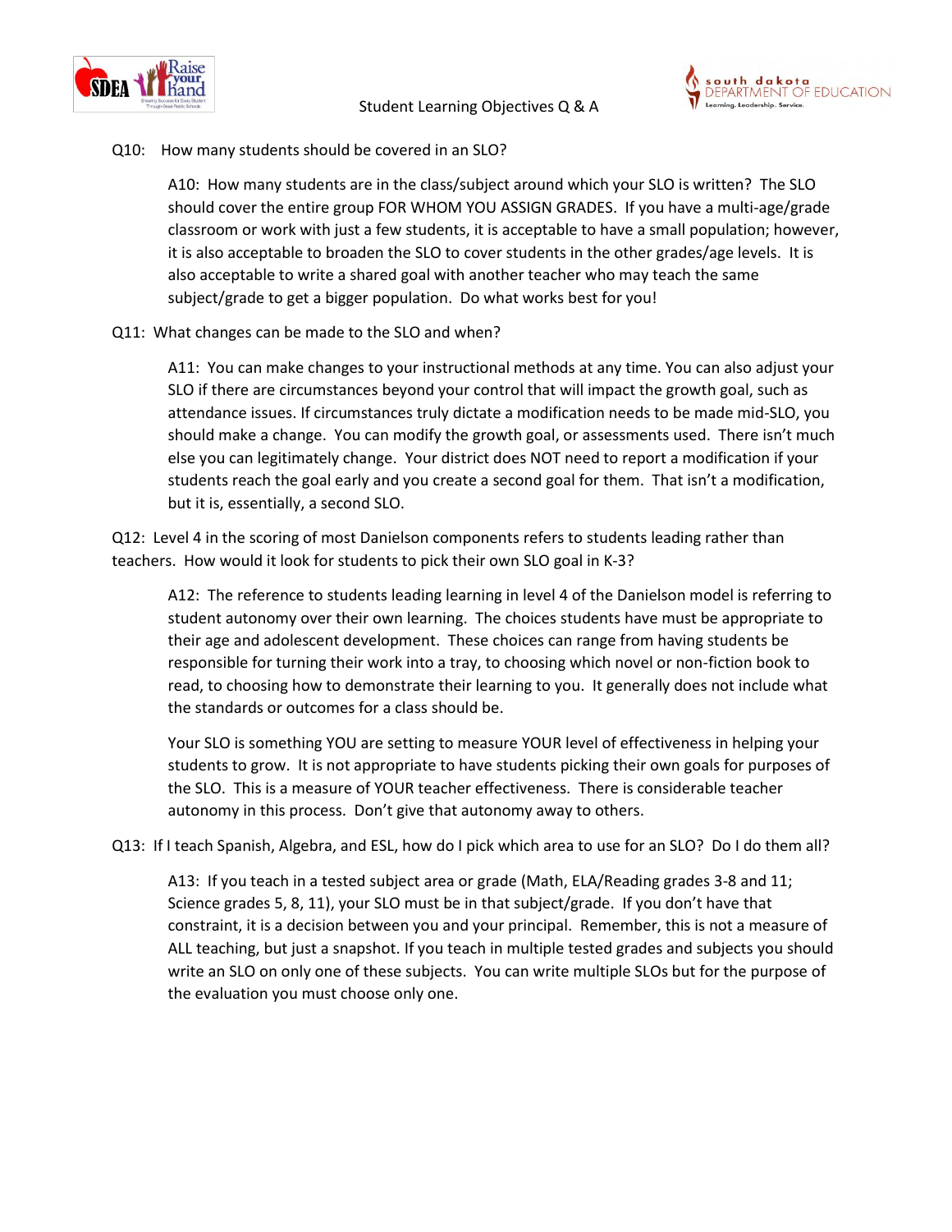Q10: How many students should be covered in an SLO?

A10: How many students are in the class/subject around which your SLO is written? The SLO should cover the entire group FOR WHOM YOU ASSIGN GRADES. If you have a multi-age/grade classroom or work with just a few students, it is acceptable to have a small population; however, it is also acceptable to broaden the SLO to cover students in the other grades/age levels. It is also acceptable to write a shared goal with another teacher who may teach the same subject/grade to get a bigger population. Do what works best for you!

Q11: What changes can be made to the SLO and when?

A11: You can make changes to your instructional methods at any time. You can also adjust your SLO if there are circumstances beyond your control that will impact the growth goal, such as attendance issues. If circumstances truly dictate a modification needs to be made mid-SLO, you should make a change. You can modify the growth goal, or assessments used. There isn't much else you can legitimately change. Your district does NOT need to report a modification if your students reach the goal early and you create a second goal for them. That isn't a modification, but it is, essentially, a second SLO.

Q12: Level 4 in the scoring of most Danielson components refers to students leading rather than teachers. How would it look for students to pick their own SLO goal in K-3?

A12: The reference to students leading learning in level 4 of the Danielson model is referring to student autonomy over their own learning. The choices students have must be appropriate to their age and adolescent development. These choices can range from having students be responsible for turning their work into a tray, to choosing which novel or non-fiction book to read, to choosing how to demonstrate their learning to you. It generally does not include what the standards or outcomes for a class should be.

Your SLO is something YOU are setting to measure YOUR level of effectiveness in helping your students to grow. It is not appropriate to have students picking their own goals for purposes of the SLO. This is a measure of YOUR teacher effectiveness. There is considerable teacher autonomy in this process. Don't give that autonomy away to others.

Q13: If I teach Spanish, Algebra, and ESL, how do I pick which area to use for an SLO? Do I do them all?

A13: If you teach in a tested subject area or grade (Math, ELA/Reading grades 3-8 and 11; Science grades 5, 8, 11), your SLO must be in that subject/grade. If you don't have that constraint, it is a decision between you and your principal. Remember, this is not a measure of ALL teaching, but just a snapshot. If you teach in multiple tested grades and subjects you should write an SLO on only one of these subjects. You can write multiple SLOs but for the purpose of the evaluation you must choose only one.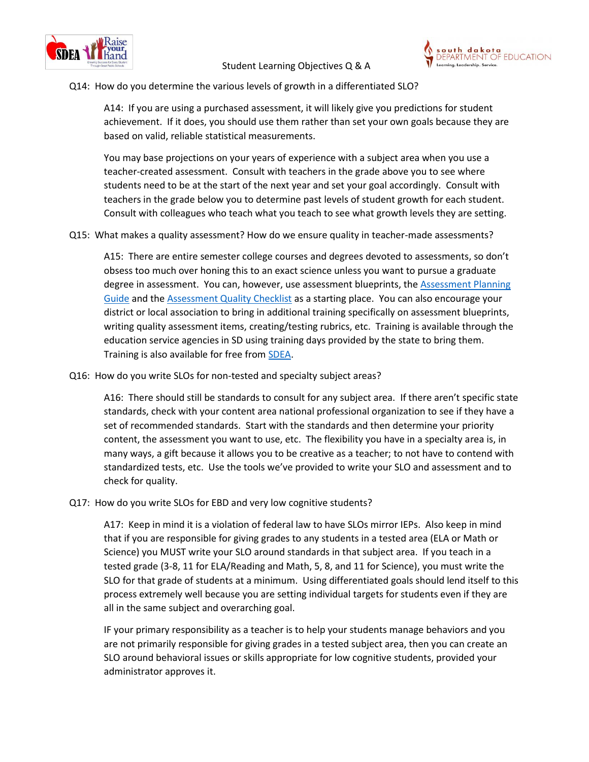Q14: How do you determine the various levels of growth in a differentiated SLO?

A14: If you are using a purchased assessment, it will likely give you predictions for student achievement. If it does, you should use them rather than set your own goals because they are based on valid, reliable statistical measurements.

You may base projections on your years of experience with a subject area when you use a teacher-created assessment. Consult with teachers in the grade above you to see where students need to be at the start of the next year and set your goal accordingly. Consult with teachers in the grade below you to determine past levels of student growth for each student. Consult with colleagues who teach what you teach to see what growth levels they are setting.

Q15: What makes a quality assessment? How do we ensure quality in teacher-made assessments?

A15: There are entire semester college courses and degrees devoted to assessments, so don't obsess too much over honing this to an exact science unless you want to pursue a graduate degree in assessment. You can, however, use assessment blueprints, the Assessment Planning Guide and the Assessment Quality Checklist as a starting place. You can also encourage your district or local association to bring in additional training specifically on assessment blueprints, writing quality assessment items, creating/testing rubrics, etc. Training is available through the education service agencies in SD using training days provided by the state to bring them. Training is also available for free from SDEA.

Q16: How do you write SLOs for non-tested and specialty subject areas?

A16: There should still be standards to consult for any subject area. If there aren't specific state standards, check with your content area national professional organization to see if they have a set of recommended standards. Start with the standards and then determine your priority content, the assessment you want to use, etc. The flexibility you have in a specialty area is, in many ways, a gift because it allows you to be creative as a teacher; to not have to contend with standardized tests, etc. Use the tools we've provided to write your SLO and assessment and to check for quality.

Q17: How do you write SLOs for EBD and very low cognitive students?

A17: Keep in mind it is a violation of federal law to have SLOs mirror IEPs. Also keep in mind that if you are responsible for giving grades to any students in a tested area (ELA or Math or Science) you MUST write your SLO around standards in that subject area. If you teach in a tested grade (3-8, 11 for ELA/Reading and Math, 5, 8, and 11 for Science), you must write the SLO for that grade of students at a minimum. Using differentiated goals should lend itself to this process extremely well because you are setting individual targets for students even if they are all in the same subject and overarching goal.

IF your primary responsibility as a teacher is to help your students manage behaviors and you are not primarily responsible for giving grades in a tested subject area, then you can create an SLO around behavioral issues or skills appropriate for low cognitive students, provided your administrator approves it.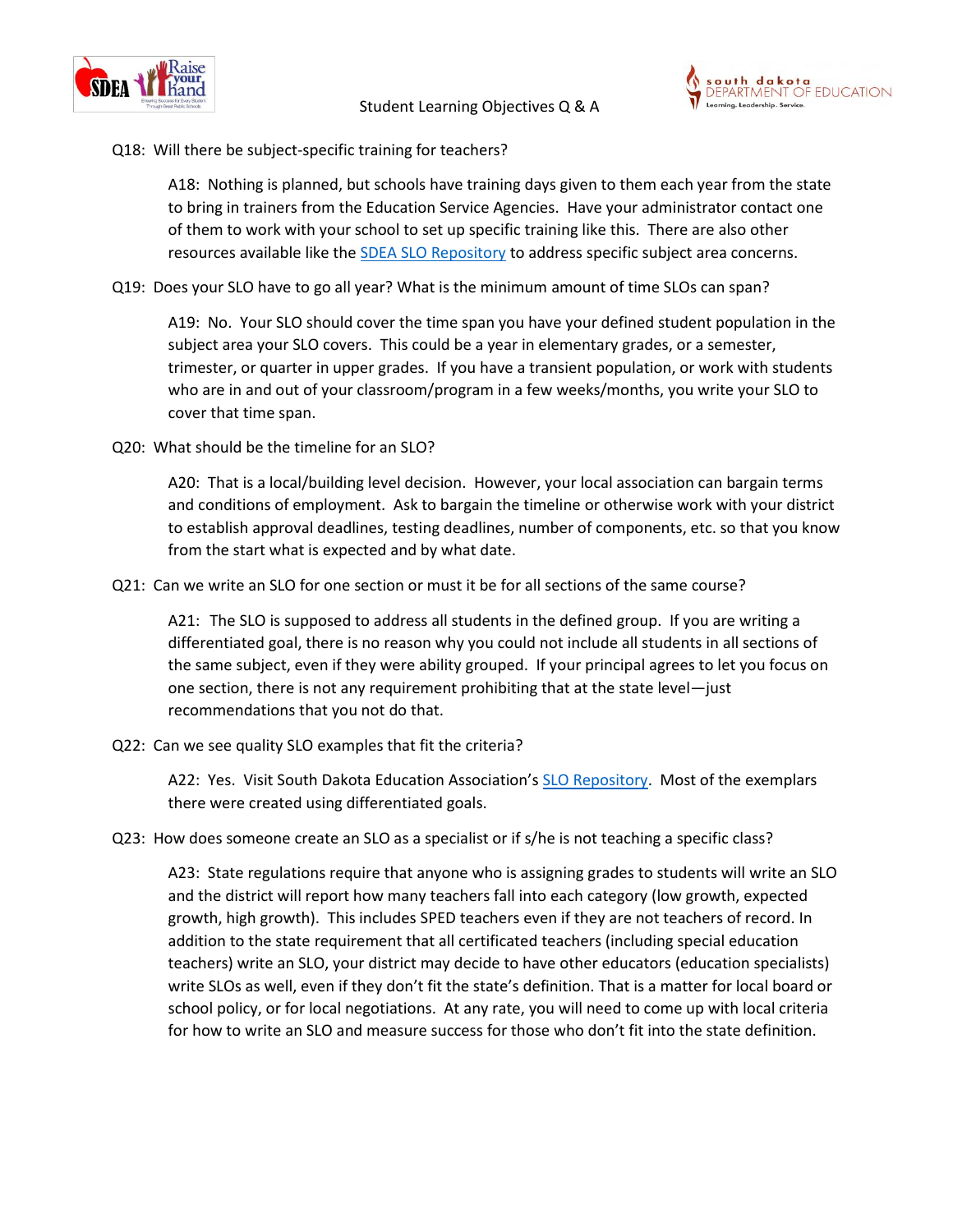Q18: Will there be subject-specific training for teachers?

A18: Nothing is planned, but schools have training days given to them each year from the state to bring in trainers from the Education Service Agencies. Have your administrator contact one of them to work with your school to set up specific training like this. There are also other resources available like the SDEA SLO Repository to address specific subject area concerns.

Q19: Does your SLO have to go all year? What is the minimum amount of time SLOs can span?

A19: No. Your SLO should cover the time span you have your defined student population in the subject area your SLO covers. This could be a year in elementary grades, or a semester, trimester, or quarter in upper grades. If you have a transient population, or work with students who are in and out of your classroom/program in a few weeks/months, you write your SLO to cover that time span.

Q20: What should be the timeline for an SLO?

A20: That is a local/building level decision. However, your local association can bargain terms and conditions of employment. Ask to bargain the timeline or otherwise work with your district to establish approval deadlines, testing deadlines, number of components, etc. so that you know from the start what is expected and by what date.

Q21: Can we write an SLO for one section or must it be for all sections of the same course?

A21: The SLO is supposed to address all students in the defined group. If you are writing a differentiated goal, there is no reason why you could not include all students in all sections of the same subject, even if they were ability grouped. If your principal agrees to let you focus on one section, there is not any requirement prohibiting that at the state level—just recommendations that you not do that.

Q22: Can we see quality SLO examples that fit the criteria?

A22: Yes. Visit South Dakota Education Association's SLO Repository. Most of the exemplars there were created using differentiated goals.

Q23: How does someone create an SLO as a specialist or if s/he is not teaching a specific class?

A23: State regulations require that anyone who is assigning grades to students will write an SLO and the district will report how many teachers fall into each category (low growth, expected growth, high growth). This includes SPED teachers even if they are not teachers of record. In addition to the state requirement that all certificated teachers (including special education teachers) write an SLO, your district may decide to have other educators (education specialists) write SLOs as well, even if they don't fit the state's definition. That is a matter for local board or school policy, or for local negotiations. At any rate, you will need to come up with local criteria for how to write an SLO and measure success for those who don't fit into the state definition.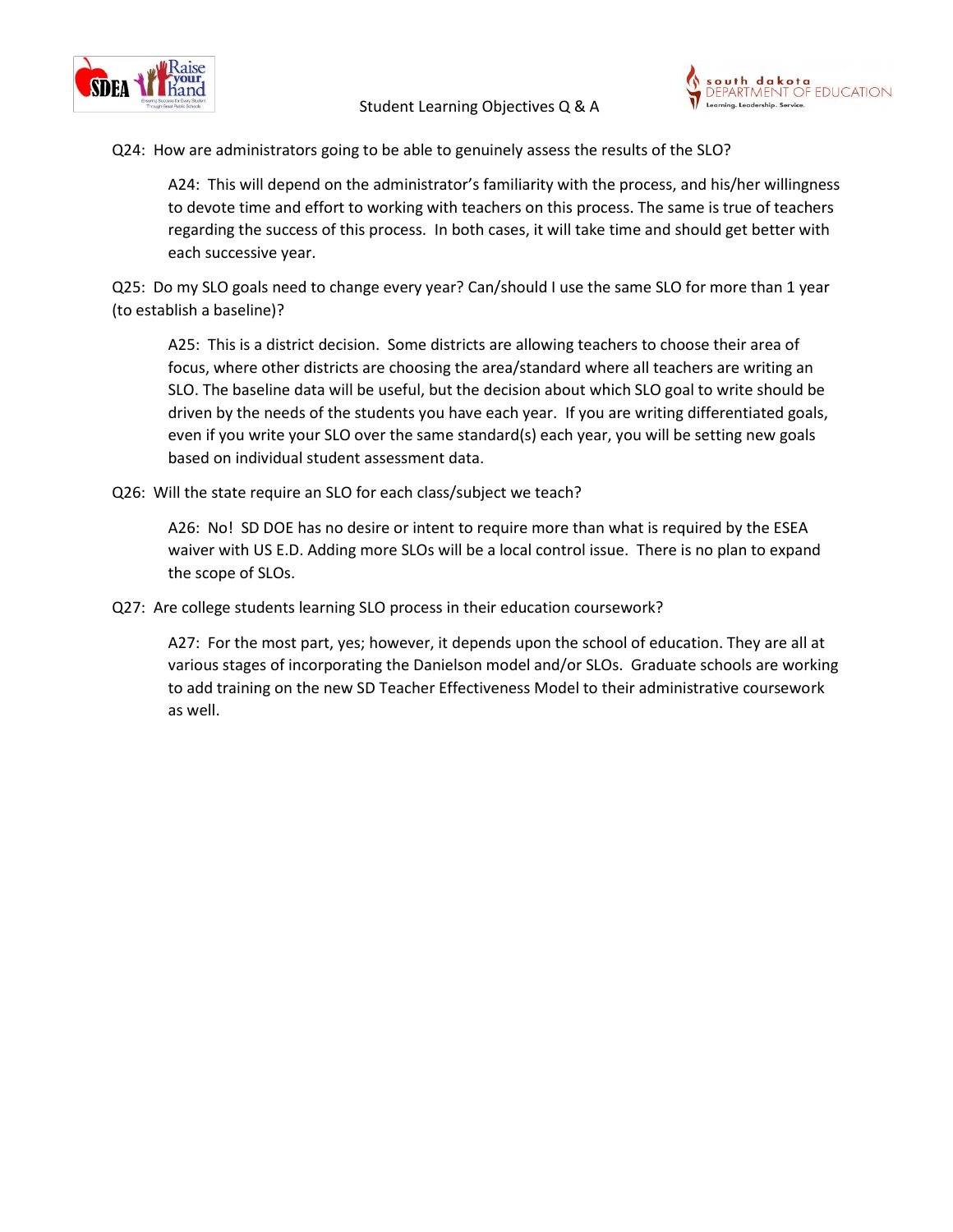Q24: How are administrators going to be able to genuinely assess the results of the SLO?

> A24: This will depend on the administrator's familiarity with the process, and his/her willingness to devote time and effort to working with teachers on this process. The same is true of teachers regarding the success of this process. In both cases, it will take time and should get better with each successive year.

Q25: Do my SLO goals need to change every year? Can/should I use the same SLO for more than 1 year (to establish a baseline)?

> A25: This is a district decision. Some districts are allowing teachers to choose their area of focus, where other districts are choosing the area/standard where all teachers are writing an SLO. The baseline data will be useful, but the decision about which SLO goal to write should be driven by the needs of the students you have each year. If you are writing differentiated goals, even if you write your SLO over the same standard(s) each year, you will be setting new goals based on individual student assessment data.

Q26: Will the state require an SLO for each class/subject we teach?

> A26: No! SD DOE has no desire or intent to require more than what is required by the ESEA waiver with US E.D. Adding more SLOs will be a local control issue. There is no plan to expand the scope of SLOs.

Q27: Are college students learning SLO process in their education coursework?

> A27: For the most part, yes; however, it depends upon the school of education. They are all at various stages of incorporating the Danielson model and/or SLOs. Graduate schools are working to add training on the new SD Teacher Effectiveness Model to their administrative coursework as well.